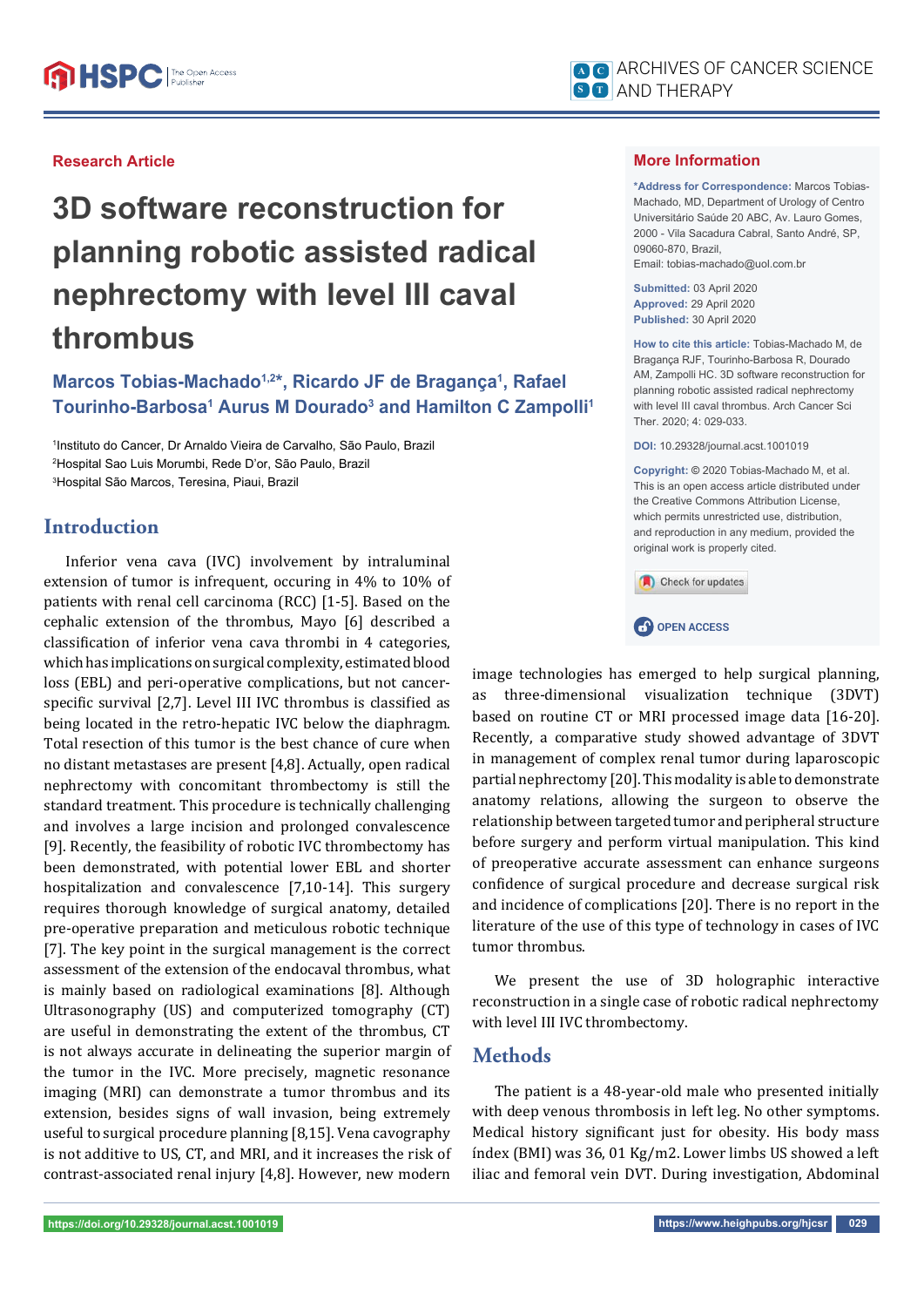Research Article

# 3D software reconstruction for planning robotic assisted radical nephrectomy with level III caval thrombus

**Marcos Tobias-Machado[1,2]*, Ricardo JF de Bragança[1], Rafael Tourinho-Barbosa[1] Aurus M Dourado[3] and Hamilton C Zampolli[1]**

[1]Instituto do Cancer, Dr Arnaldo Vieira de Carvalho, São Paulo, Brazil
[2]Hospital Sao Luis Morumbi, Rede D'or, São Paulo, Brazil
[3]Hospital São Marcos, Teresina, Piaui, Brazil

## More Information

***Address for Correspondence:** Marcos Tobias-Machado, MD, Department of Urology of Centro Universitário Saúde 20 ABC, Av. Lauro Gomes, 2000 - Vila Sacadura Cabral, Santo André, SP, 09060-870, Brazil,
Email: tobias-machado@uol.com.br

**Submitted:** 03 April 2020
**Approved:** 29 April 2020
**Published:** 30 April 2020

**How to cite this article:** Tobias-Machado M, de Bragança RJF, Tourinho-Barbosa R, Dourado AM, Zampolli HC. 3D software reconstruction for planning robotic assisted radical nephrectomy with level III caval thrombus. Arch Cancer Sci Ther. 2020; 4: 029-033.

**DOI:** 10.29328/journal.acst.1001019

**Copyright:** © 2020 Tobias-Machado M, et al. This is an open access article distributed under the Creative Commons Attribution License, which permits unrestricted use, distribution, and reproduction in any medium, provided the original work is properly cited.

OPEN ACCESS

## Introduction

Inferior vena cava (IVC) involvement by intraluminal extension of tumor is infrequent, occuring in 4% to 10% of patients with renal cell carcinoma (RCC) [1-5]. Based on the cephalic extension of the thrombus, Mayo [6] described a classification of inferior vena cava thrombi in 4 categories, which has implications on surgical complexity, estimated blood loss (EBL) and peri-operative complications, but not cancer-specific survival [2,7]. Level III IVC thrombus is classified as being located in the retro-hepatic IVC below the diaphragm. Total resection of this tumor is the best chance of cure when no distant metastases are present [4,8]. Actually, open radical nephrectomy with concomitant thrombectomy is still the standard treatment. This procedure is technically challenging and involves a large incision and prolonged convalescence [9]. Recently, the feasibility of robotic IVC thrombectomy has been demonstrated, with potential lower EBL and shorter hospitalization and convalescence [7,10-14]. This surgery requires thorough knowledge of surgical anatomy, detailed pre-operative preparation and meticulous robotic technique [7]. The key point in the surgical management is the correct assessment of the extension of the endocaval thrombus, what is mainly based on radiological examinations [8]. Although Ultrasonography (US) and computerized tomography (CT) are useful in demonstrating the extent of the thrombus, CT is not always accurate in delineating the superior margin of the tumor in the IVC. More precisely, magnetic resonance imaging (MRI) can demonstrate a tumor thrombus and its extension, besides signs of wall invasion, being extremely useful to surgical procedure planning [8,15]. Vena cavography is not additive to US, CT, and MRI, and it increases the risk of contrast-associated renal injury [4,8]. However, new modern image technologies has emerged to help surgical planning, as three-dimensional visualization technique (3DVT) based on routine CT or MRI processed image data [16-20]. Recently, a comparative study showed advantage of 3DVT in management of complex renal tumor during laparoscopic partial nephrectomy [20]. This modality is able to demonstrate anatomy relations, allowing the surgeon to observe the relationship between targeted tumor and peripheral structure before surgery and perform virtual manipulation. This kind of preoperative accurate assessment can enhance surgeons confidence of surgical procedure and decrease surgical risk and incidence of complications [20]. There is no report in the literature of the use of this type of technology in cases of IVC tumor thrombus.

We present the use of 3D holographic interactive reconstruction in a single case of robotic radical nephrectomy with level III IVC thrombectomy.

## Methods

The patient is a 48-year-old male who presented initially with deep venous thrombosis in left leg. No other symptoms. Medical history significant just for obesity. His body mass índex (BMI) was 36, 01 Kg/m2. Lower limbs US showed a left iliac and femoral vein DVT. During investigation, Abdominal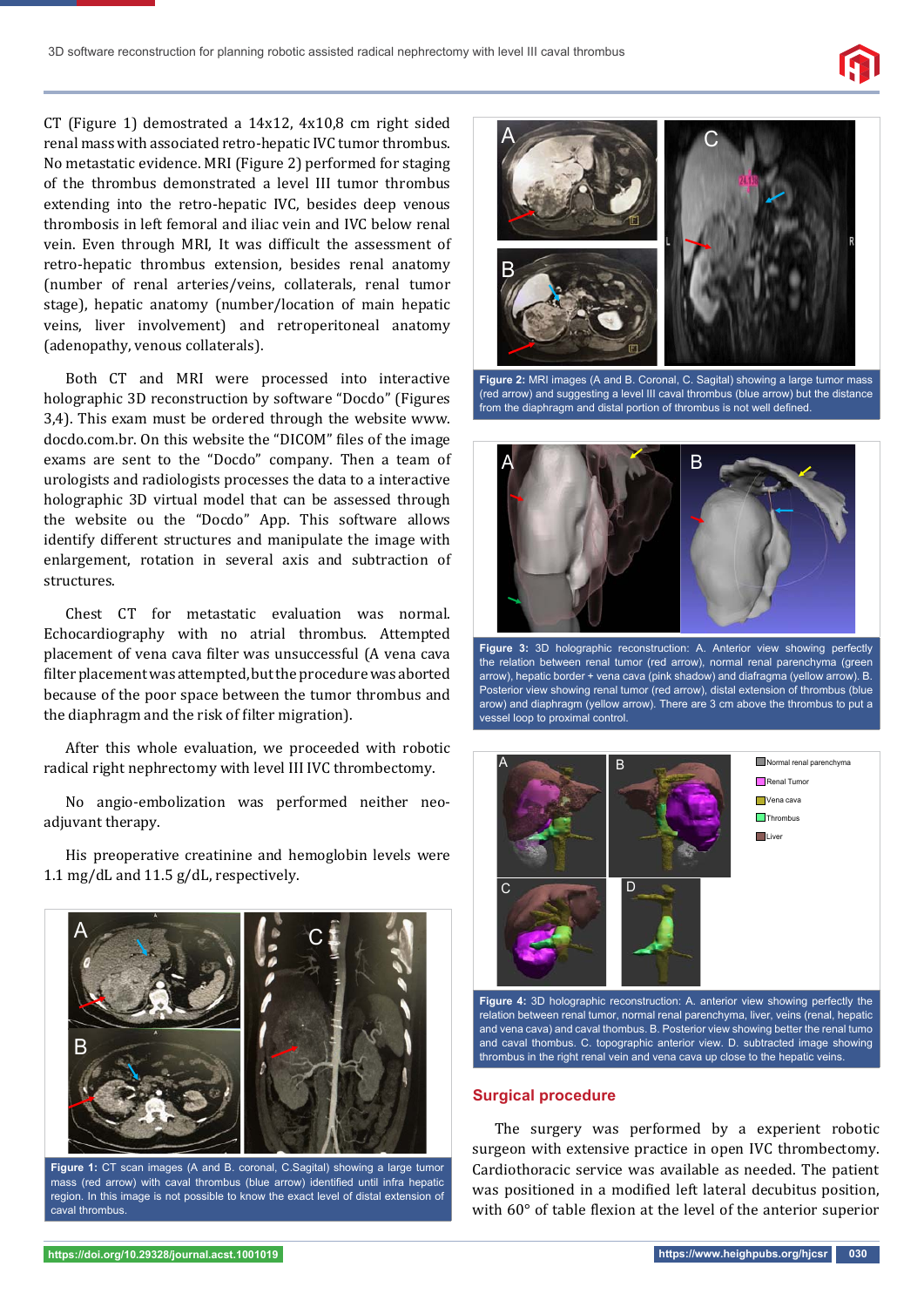CT (Figure 1) demostrated a 14x12, 4x10,8 cm right sided renal mass with associated retro-hepatic IVC tumor thrombus. No metastatic evidence. MRI (Figure 2) performed for staging of the thrombus demonstrated a level III tumor thrombus extending into the retro-hepatic IVC, besides deep venous thrombosis in left femoral and iliac vein and IVC below renal vein. Even through MRI, It was difficult the assessment of retro-hepatic thrombus extension, besides renal anatomy (number of renal arteries/veins, collaterals, renal tumor stage), hepatic anatomy (number/location of main hepatic veins, liver involvement) and retroperitoneal anatomy (adenopathy, venous collaterals).

Both CT and MRI were processed into interactive holographic 3D reconstruction by software "Docdo" (Figures 3,4). This exam must be ordered through the website www.docdo.com.br. On this website the "DICOM" files of the image exams are sent to the "Docdo" company. Then a team of urologists and radiologists processes the data to a interactive holographic 3D virtual model that can be assessed through the website ou the "Docdo" App. This software allows identify different structures and manipulate the image with enlargement, rotation in several axis and subtraction of structures.

Chest CT for metastatic evaluation was normal. Echocardiography with no atrial thrombus. Attempted placement of vena cava filter was unsuccessful (A vena cava filter placement was attempted, but the procedure was aborted because of the poor space between the tumor thrombus and the diaphragm and the risk of filter migration).

After this whole evaluation, we proceeded with robotic radical right nephrectomy with level III IVC thrombectomy.

No angio-embolization was performed neither neo-adjuvant therapy.

His preoperative creatinine and hemoglobin levels were 1.1 mg/dL and 11.5 g/dL, respectively.

**Figure 1:** CT scan images (A and B. coronal, C.Sagital) showing a large tumor mass (red arrow) with caval thrombus (blue arrow) identified until infra hepatic region. In this image is not possible to know the exact level of distal extension of caval thrombus.

**Figure 2:** MRI images (A and B. Coronal, C. Sagital) showing a large tumor mass (red arrow) and suggesting a level III caval thrombus (blue arrow) but the distance from the diaphragm and distal portion of thrombus is not well defined.

**Figure 3:** 3D holographic reconstruction: A. Anterior view showing perfectly the relation between renal tumor (red arrow), normal renal parenchyma (green arrow), hepatic border + vena cava (pink shadow) and diafragma (yellow arrow). B. Posterior view showing renal tumor (red arrow), distal extension of thrombus (blue arow) and diaphragm (yellow arrow). There are 3 cm above the thrombus to put a vessel loop to proximal control.

**Figure 4:** 3D holographic reconstruction: A. anterior view showing perfectly the relation between renal tumor, normal renal parenchyma, liver, veins (renal, hepatic and vena cava) and caval thombus. B. Posterior view showing better the renal tumo and caval thombus. C. topographic anterior view. D. subtracted image showing thrombus in the right renal vein and vena cava up close to the hepatic veins.

## Surgical procedure

The surgery was performed by a experient robotic surgeon with extensive practice in open IVC thrombectomy. Cardiothoracic service was available as needed. The patient was positioned in a modified left lateral decubitus position, with 60° of table flexion at the level of the anterior superior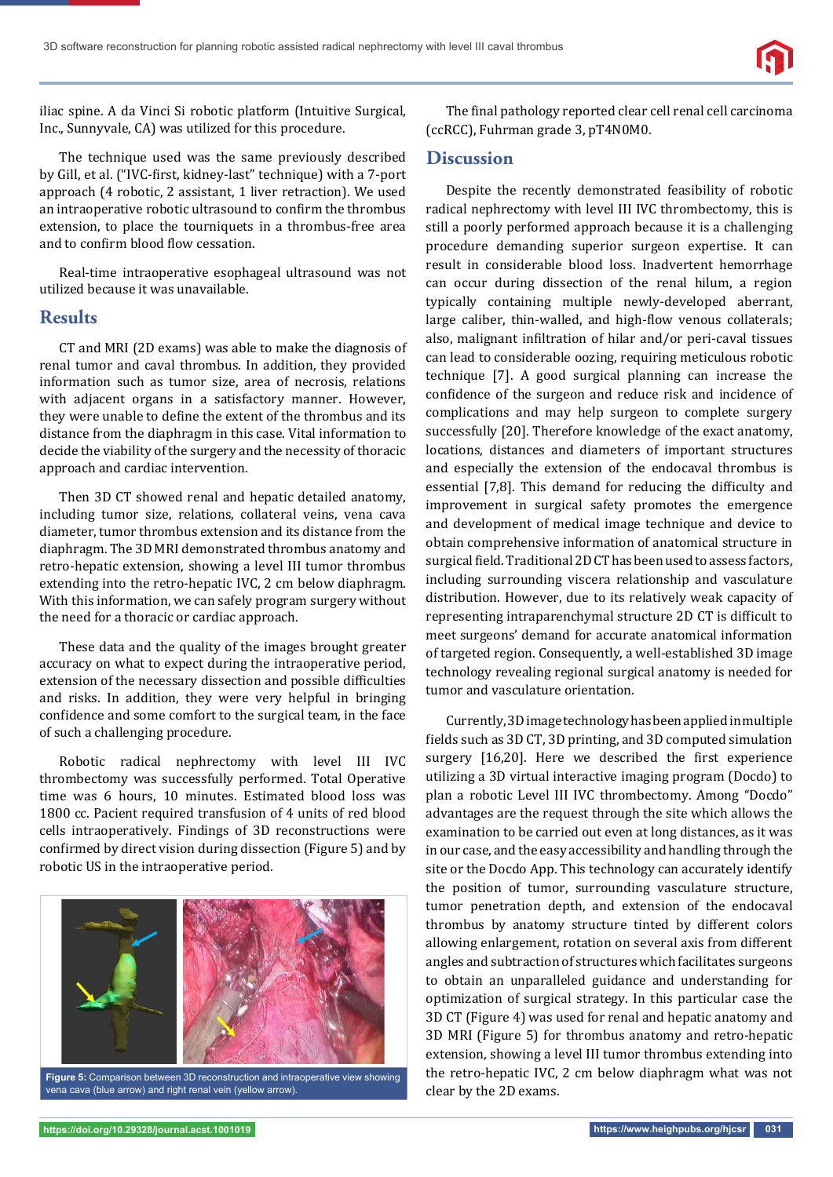iliac spine. A da Vinci Si robotic platform (Intuitive Surgical, Inc., Sunnyvale, CA) was utilized for this procedure.

The technique used was the same previously described by Gill, et al. ("IVC-first, kidney-last" technique) with a 7-port approach (4 robotic, 2 assistant, 1 liver retraction). We used an intraoperative robotic ultrasound to confirm the thrombus extension, to place the tourniquets in a thrombus-free area and to confirm blood flow cessation.

Real-time intraoperative esophageal ultrasound was not utilized because it was unavailable.

## Results

CT and MRI (2D exams) was able to make the diagnosis of renal tumor and caval thrombus. In addition, they provided information such as tumor size, area of necrosis, relations with adjacent organs in a satisfactory manner. However, they were unable to define the extent of the thrombus and its distance from the diaphragm in this case. Vital information to decide the viability of the surgery and the necessity of thoracic approach and cardiac intervention.

Then 3D CT showed renal and hepatic detailed anatomy, including tumor size, relations, collateral veins, vena cava diameter, tumor thrombus extension and its distance from the diaphragm. The 3D MRI demonstrated thrombus anatomy and retro-hepatic extension, showing a level III tumor thrombus extending into the retro-hepatic IVC, 2 cm below diaphragm. With this information, we can safely program surgery without the need for a thoracic or cardiac approach.

These data and the quality of the images brought greater accuracy on what to expect during the intraoperative period, extension of the necessary dissection and possible difficulties and risks. In addition, they were very helpful in bringing confidence and some comfort to the surgical team, in the face of such a challenging procedure.

Robotic radical nephrectomy with level III IVC thrombectomy was successfully performed. Total Operative time was 6 hours, 10 minutes. Estimated blood loss was 1800 cc. Pacient required transfusion of 4 units of red blood cells intraoperatively. Findings of 3D reconstructions were confirmed by direct vision during dissection (Figure 5) and by robotic US in the intraoperative period.

**Figure 5:** Comparison between 3D reconstruction and intraoperative view showing vena cava (blue arrow) and right renal vein (yellow arrow).

The final pathology reported clear cell renal cell carcinoma (ccRCC), Fuhrman grade 3, pT4N0M0.

## Discussion

Despite the recently demonstrated feasibility of robotic radical nephrectomy with level III IVC thrombectomy, this is still a poorly performed approach because it is a challenging procedure demanding superior surgeon expertise. It can result in considerable blood loss. Inadvertent hemorrhage can occur during dissection of the renal hilum, a region typically containing multiple newly-developed aberrant, large caliber, thin-walled, and high-flow venous collaterals; also, malignant infiltration of hilar and/or peri-caval tissues can lead to considerable oozing, requiring meticulous robotic technique [7]. A good surgical planning can increase the confidence of the surgeon and reduce risk and incidence of complications and may help surgeon to complete surgery successfully [20]. Therefore knowledge of the exact anatomy, locations, distances and diameters of important structures and especially the extension of the endocaval thrombus is essential [7,8]. This demand for reducing the difficulty and improvement in surgical safety promotes the emergence and development of medical image technique and device to obtain comprehensive information of anatomical structure in surgical field. Traditional 2D CT has been used to assess factors, including surrounding viscera relationship and vasculature distribution. However, due to its relatively weak capacity of representing intraparenchymal structure 2D CT is difficult to meet surgeons' demand for accurate anatomical information of targeted region. Consequently, a well-established 3D image technology revealing regional surgical anatomy is needed for tumor and vasculature orientation.

Currently, 3D image technology has been applied in multiple fields such as 3D CT, 3D printing, and 3D computed simulation surgery [16,20]. Here we described the first experience utilizing a 3D virtual interactive imaging program (Docdo) to plan a robotic Level III IVC thrombectomy. Among "Docdo" advantages are the request through the site which allows the examination to be carried out even at long distances, as it was in our case, and the easy accessibility and handling through the site or the Docdo App. This technology can accurately identify the position of tumor, surrounding vasculature structure, tumor penetration depth, and extension of the endocaval thrombus by anatomy structure tinted by different colors allowing enlargement, rotation on several axis from different angles and subtraction of structures which facilitates surgeons to obtain an unparalleled guidance and understanding for optimization of surgical strategy. In this particular case the 3D CT (Figure 4) was used for renal and hepatic anatomy and 3D MRI (Figure 5) for thrombus anatomy and retro-hepatic extension, showing a level III tumor thrombus extending into the retro-hepatic IVC, 2 cm below diaphragm what was not clear by the 2D exams.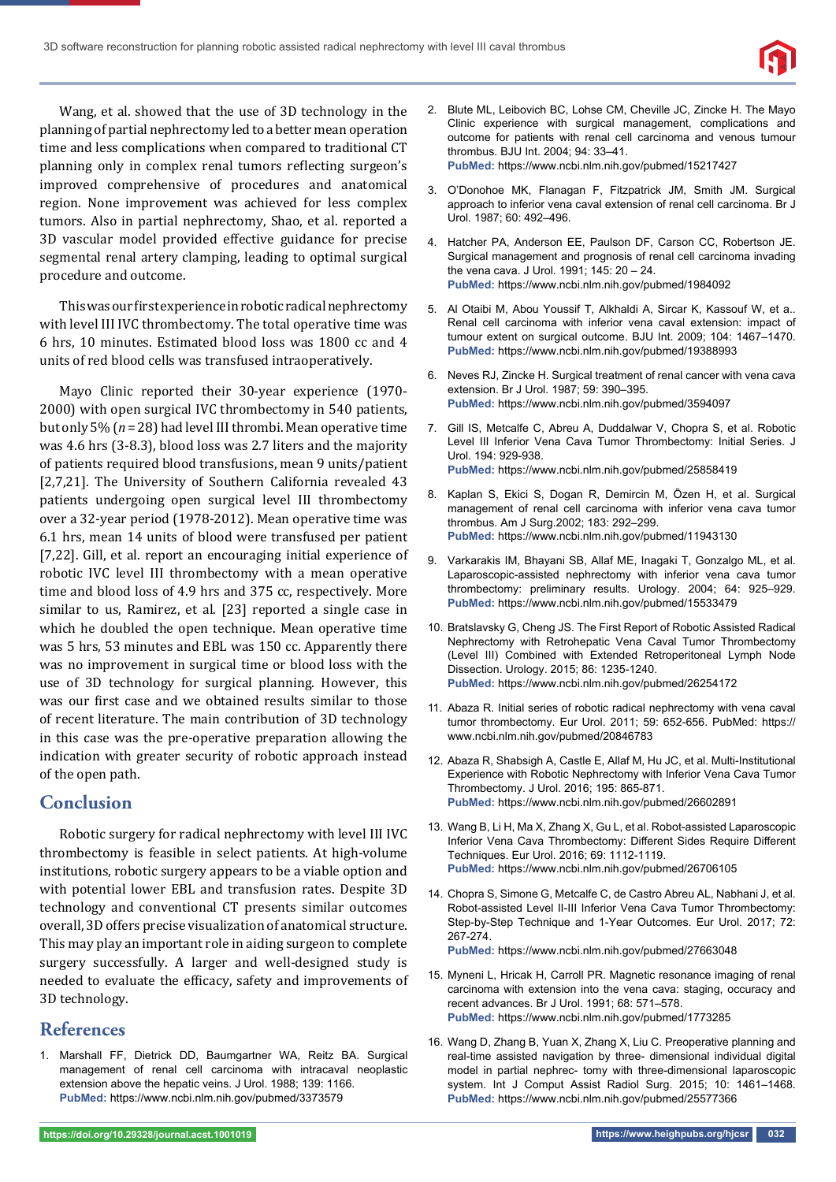Wang, et al. showed that the use of 3D technology in the planning of partial nephrectomy led to a better mean operation time and less complications when compared to traditional CT planning only in complex renal tumors reflecting surgeon's improved comprehensive of procedures and anatomical region. None improvement was achieved for less complex tumors. Also in partial nephrectomy, Shao, et al. reported a 3D vascular model provided effective guidance for precise segmental renal artery clamping, leading to optimal surgical procedure and outcome.

This was our first experience in robotic radical nephrectomy with level III IVC thrombectomy. The total operative time was 6 hrs, 10 minutes. Estimated blood loss was 1800 cc and 4 units of red blood cells was transfused intraoperatively.

Mayo Clinic reported their 30-year experience (1970-2000) with open surgical IVC thrombectomy in 540 patients, but only 5% (*n* = 28) had level III thrombi. Mean operative time was 4.6 hrs (3-8.3), blood loss was 2.7 liters and the majority of patients required blood transfusions, mean 9 units/patient [2,7,21]. The University of Southern California revealed 43 patients undergoing open surgical level III thrombectomy over a 32-year period (1978-2012). Mean operative time was 6.1 hrs, mean 14 units of blood were transfused per patient [7,22]. Gill, et al. report an encouraging initial experience of robotic IVC level III thrombectomy with a mean operative time and blood loss of 4.9 hrs and 375 cc, respectively. More similar to us, Ramirez, et al. [23] reported a single case in which he doubled the open technique. Mean operative time was 5 hrs, 53 minutes and EBL was 150 cc. Apparently there was no improvement in surgical time or blood loss with the use of 3D technology for surgical planning. However, this was our first case and we obtained results similar to those of recent literature. The main contribution of 3D technology in this case was the pre-operative preparation allowing the indication with greater security of robotic approach instead of the open path.

## Conclusion

Robotic surgery for radical nephrectomy with level III IVC thrombectomy is feasible in select patients. At high-volume institutions, robotic surgery appears to be a viable option and with potential lower EBL and transfusion rates. Despite 3D technology and conventional CT presents similar outcomes overall, 3D offers precise visualization of anatomical structure. This may play an important role in aiding surgeon to complete surgery successfully. A larger and well-designed study is needed to evaluate the efficacy, safety and improvements of 3D technology.

## References

1. Marshall FF, Dietrick DD, Baumgartner WA, Reitz BA. Surgical management of renal cell carcinoma with intracaval neoplastic extension above the hepatic veins. J Urol. 1988; 139: 1166. **PubMed:** https://www.ncbi.nlm.nih.gov/pubmed/3373579
2. Blute ML, Leibovich BC, Lohse CM, Cheville JC, Zincke H. The Mayo Clinic experience with surgical management, complications and outcome for patients with renal cell carcinoma and venous tumour thrombus. BJU Int. 2004; 94: 33–41. **PubMed:** https://www.ncbi.nlm.nih.gov/pubmed/15217427
3. O'Donohoe MK, Flanagan F, Fitzpatrick JM, Smith JM. Surgical approach to inferior vena caval extension of renal cell carcinoma. Br J Urol. 1987; 60: 492–496.
4. Hatcher PA, Anderson EE, Paulson DF, Carson CC, Robertson JE. Surgical management and prognosis of renal cell carcinoma invading the vena cava. J Urol. 1991; 145: 20 – 24. **PubMed:** https://www.ncbi.nlm.nih.gov/pubmed/1984092
5. Al Otaibi M, Abou Youssif T, Alkhaldi A, Sircar K, Kassouf W, et a.. Renal cell carcinoma with inferior vena caval extension: impact of tumour extent on surgical outcome. BJU Int. 2009; 104: 1467–1470. **PubMed:** https://www.ncbi.nlm.nih.gov/pubmed/19388993
6. Neves RJ, Zincke H. Surgical treatment of renal cancer with vena cava extension. Br J Urol. 1987; 59: 390–395. **PubMed:** https://www.ncbi.nlm.nih.gov/pubmed/3594097
7. Gill IS, Metcalfe C, Abreu A, Duddalwar V, Chopra S, et al. Robotic Level III Inferior Vena Cava Tumor Thrombectomy: Initial Series. J Urol. 194: 929-938. **PubMed:** https://www.ncbi.nlm.nih.gov/pubmed/25858419
8. Kaplan S, Ekici S, Dogan R, Demircin M, Özen H, et al. Surgical management of renal cell carcinoma with inferior vena cava tumor thrombus. Am J Surg.2002; 183: 292–299. **PubMed:** https://www.ncbi.nlm.nih.gov/pubmed/11943130
9. Varkarakis IM, Bhayani SB, Allaf ME, Inagaki T, Gonzalgo ML, et al. Laparoscopic-assisted nephrectomy with inferior vena cava tumor thrombectomy: preliminary results. Urology. 2004; 64: 925–929. **PubMed:** https://www.ncbi.nlm.nih.gov/pubmed/15533479
10. Bratslavsky G, Cheng JS. The First Report of Robotic Assisted Radical Nephrectomy with Retrohepatic Vena Caval Tumor Thrombectomy (Level III) Combined with Extended Retroperitoneal Lymph Node Dissection. Urology. 2015; 86: 1235-1240. **PubMed:** https://www.ncbi.nlm.nih.gov/pubmed/26254172
11. Abaza R. Initial series of robotic radical nephrectomy with vena caval tumor thrombectomy. Eur Urol. 2011; 59: 652-656. PubMed: https://www.ncbi.nlm.nih.gov/pubmed/20846783
12. Abaza R, Shabsigh A, Castle E, Allaf M, Hu JC, et al. Multi-Institutional Experience with Robotic Nephrectomy with Inferior Vena Cava Tumor Thrombectomy. J Urol. 2016; 195: 865-871. **PubMed:** https://www.ncbi.nlm.nih.gov/pubmed/26602891
13. Wang B, Li H, Ma X, Zhang X, Gu L, et al. Robot-assisted Laparoscopic Inferior Vena Cava Thrombectomy: Different Sides Require Different Techniques. Eur Urol. 2016; 69: 1112-1119. **PubMed:** https://www.ncbi.nlm.nih.gov/pubmed/26706105
14. Chopra S, Simone G, Metcalfe C, de Castro Abreu AL, Nabhani J, et al. Robot-assisted Level II-III Inferior Vena Cava Tumor Thrombectomy: Step-by-Step Technique and 1-Year Outcomes. Eur Urol. 2017; 72: 267-274. **PubMed:** https://www.ncbi.nlm.nih.gov/pubmed/27663048
15. Myneni L, Hricak H, Carroll PR. Magnetic resonance imaging of renal carcinoma with extension into the vena cava: staging, occuracy and recent advances. Br J Urol. 1991; 68: 571–578. **PubMed:** https://www.ncbi.nlm.nih.gov/pubmed/1773285
16. Wang D, Zhang B, Yuan X, Zhang X, Liu C. Preoperative planning and real-time assisted navigation by three- dimensional individual digital model in partial nephrec- tomy with three-dimensional laparoscopic system. Int J Comput Assist Radiol Surg. 2015; 10: 1461–1468. **PubMed:** https://www.ncbi.nlm.nih.gov/pubmed/25577366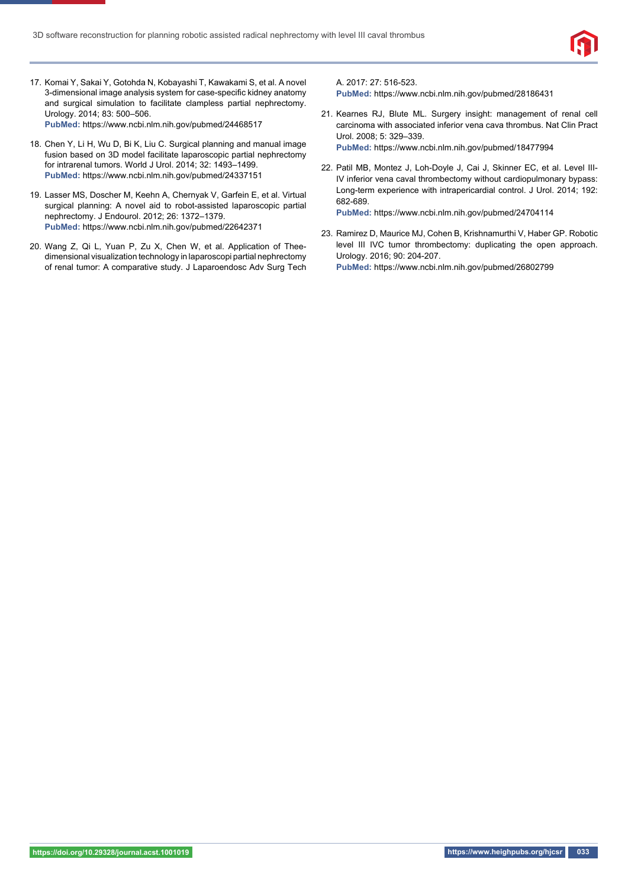17. Komai Y, Sakai Y, Gotohda N, Kobayashi T, Kawakami S, et al. A novel 3-dimensional image analysis system for case-specific kidney anatomy and surgical simulation to facilitate clampless partial nephrectomy. Urology. 2014; 83: 500–506.
    **PubMed:** https://www.ncbi.nlm.nih.gov/pubmed/24468517

18. Chen Y, Li H, Wu D, Bi K, Liu C. Surgical planning and manual image fusion based on 3D model facilitate laparoscopic partial nephrectomy for intrarenal tumors. World J Urol. 2014; 32: 1493–1499.
    **PubMed:** https://www.ncbi.nlm.nih.gov/pubmed/24337151

19. Lasser MS, Doscher M, Keehn A, Chernyak V, Garfein E, et al. Virtual surgical planning: A novel aid to robot-assisted laparoscopic partial nephrectomy. J Endourol. 2012; 26: 1372–1379.
    **PubMed:** https://www.ncbi.nlm.nih.gov/pubmed/22642371

20. Wang Z, Qi L, Yuan P, Zu X, Chen W, et al. Application of Thee-dimensional visualization technology in laparoscopi partial nephrectomy of renal tumor: A comparative study. J Laparoendosc Adv Surg Tech A. 2017: 27: 516-523.
    **PubMed:** https://www.ncbi.nlm.nih.gov/pubmed/28186431

21. Kearnes RJ, Blute ML. Surgery insight: management of renal cell carcinoma with associated inferior vena cava thrombus. Nat Clin Pract Urol. 2008; 5: 329–339.
    **PubMed:** https://www.ncbi.nlm.nih.gov/pubmed/18477994

22. Patil MB, Montez J, Loh-Doyle J, Cai J, Skinner EC, et al. Level III-IV inferior vena caval thrombectomy without cardiopulmonary bypass: Long-term experience with intrapericardial control. J Urol. 2014; 192: 682-689.
    **PubMed:** https://www.ncbi.nlm.nih.gov/pubmed/24704114

23. Ramirez D, Maurice MJ, Cohen B, Krishnamurthi V, Haber GP. Robotic level III IVC tumor thrombectomy: duplicating the open approach. Urology. 2016; 90: 204-207.
    **PubMed:** https://www.ncbi.nlm.nih.gov/pubmed/26802799